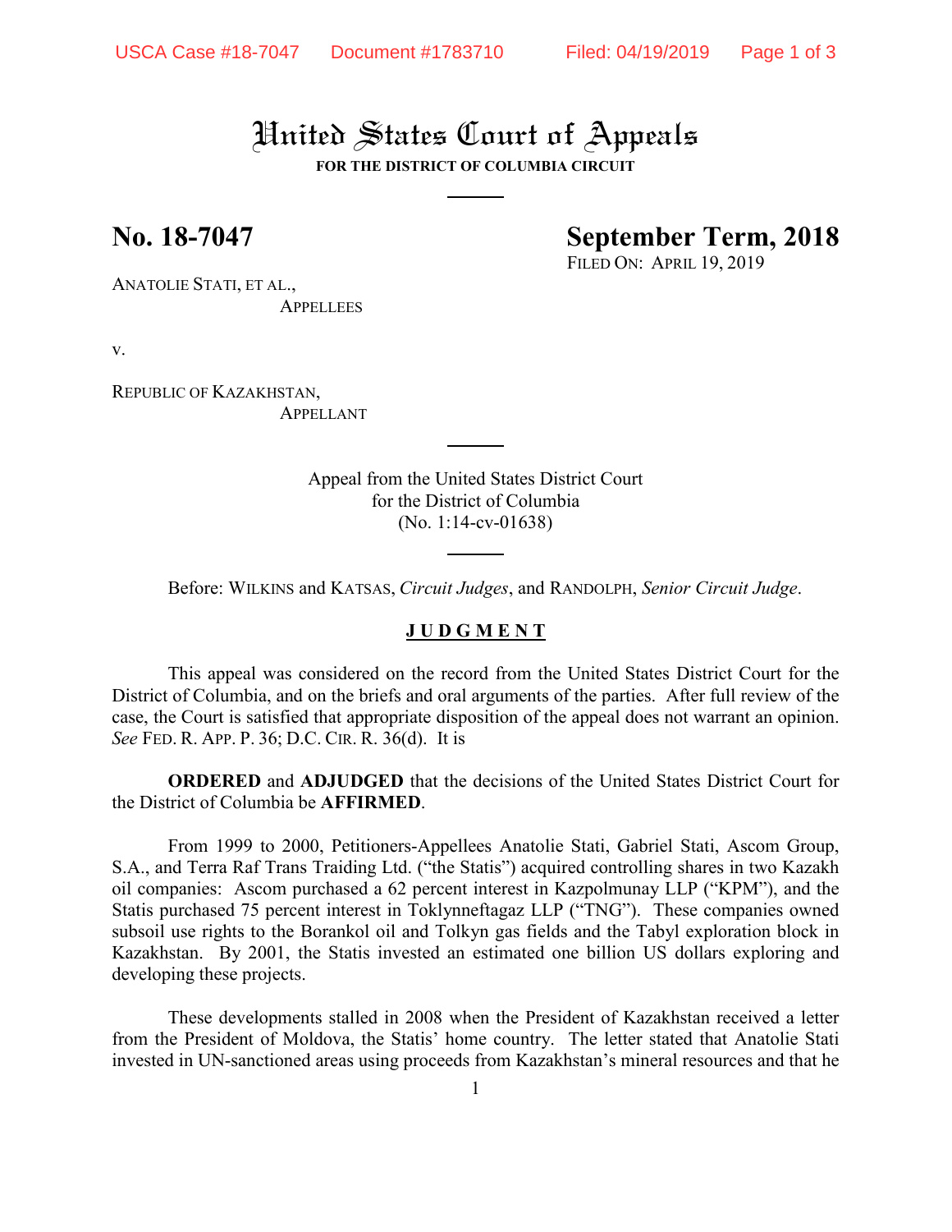# United States Court of Appeals

**FOR THE DISTRICT OF COLUMBIA CIRCUIT**

---

**No. 18-7047** **September Term, 2018**

FILED ON: APRIL 19, 2019

ANATOLIE STATI, ET AL.,
APPELLEES

v.

REPUBLIC OF KAZAKHSTAN,
APPELLANT

---

Appeal from the United States District Court
for the District of Columbia
(No. 1:14-cv-01638)

---

Before: WILKINS and KATSAS, *Circuit Judges*, and RANDOLPH, *Senior Circuit Judge*.

**J U D G M E N T**

This appeal was considered on the record from the United States District Court for the District of Columbia, and on the briefs and oral arguments of the parties. After full review of the case, the Court is satisfied that appropriate disposition of the appeal does not warrant an opinion. *See* FED. R. APP. P. 36; D.C. CIR. R. 36(d). It is

**ORDERED** and **ADJUDGED** that the decisions of the United States District Court for the District of Columbia be **AFFIRMED**.

From 1999 to 2000, Petitioners-Appellees Anatolie Stati, Gabriel Stati, Ascom Group, S.A., and Terra Raf Trans Traiding Ltd. ("the Statis") acquired controlling shares in two Kazakh oil companies: Ascom purchased a 62 percent interest in Kazpolmunay LLP ("KPM"), and the Statis purchased 75 percent interest in Toklynneftagaz LLP ("TNG"). These companies owned subsoil use rights to the Borankol oil and Tolkyn gas fields and the Tabyl exploration block in Kazakhstan. By 2001, the Statis invested an estimated one billion US dollars exploring and developing these projects.

These developments stalled in 2008 when the President of Kazakhstan received a letter from the President of Moldova, the Statis' home country. The letter stated that Anatolie Stati invested in UN-sanctioned areas using proceeds from Kazakhstan's mineral resources and that he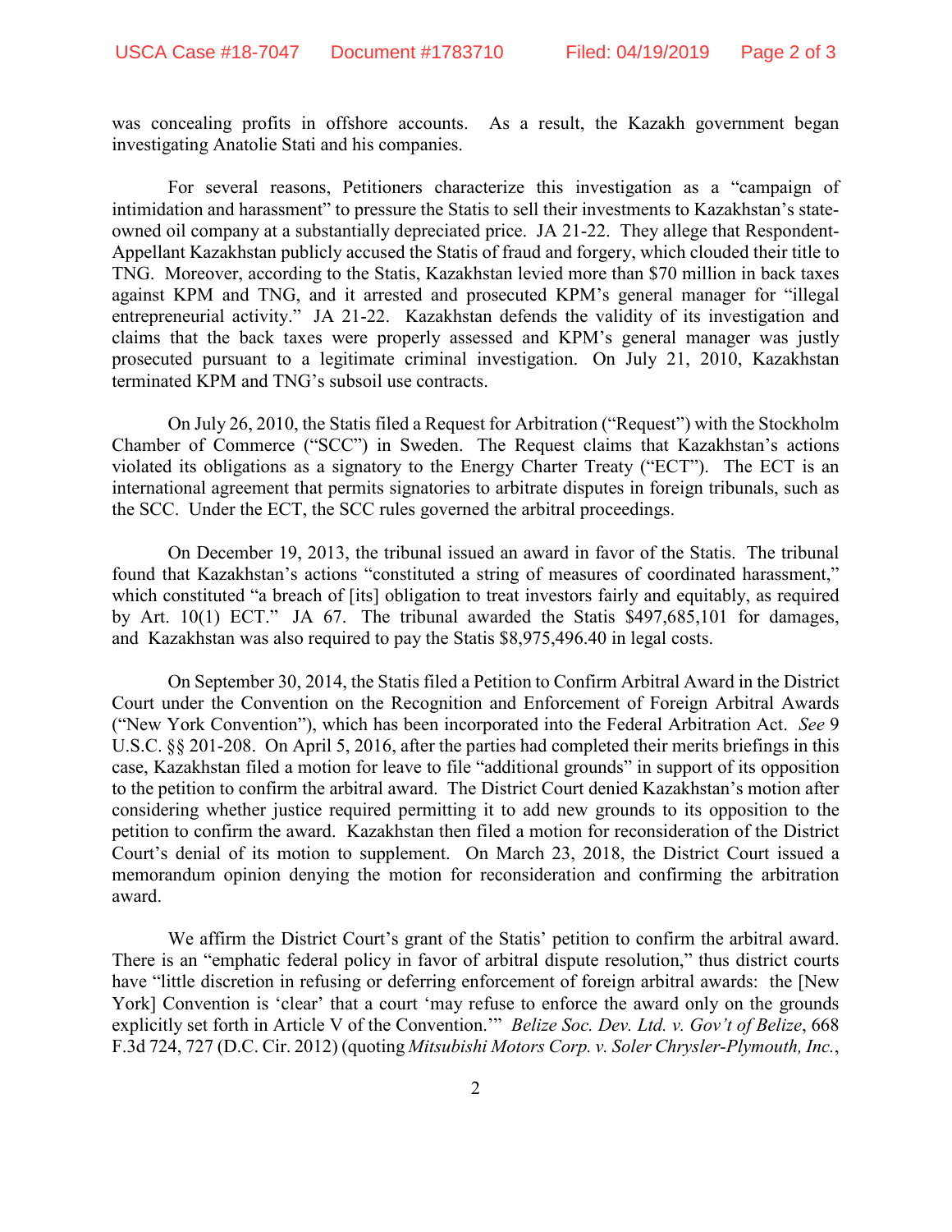was concealing profits in offshore accounts. As a result, the Kazakh government began investigating Anatolie Stati and his companies.

For several reasons, Petitioners characterize this investigation as a "campaign of intimidation and harassment" to pressure the Statis to sell their investments to Kazakhstan's state-owned oil company at a substantially depreciated price. JA 21-22. They allege that Respondent-Appellant Kazakhstan publicly accused the Statis of fraud and forgery, which clouded their title to TNG. Moreover, according to the Statis, Kazakhstan levied more than $70 million in back taxes against KPM and TNG, and it arrested and prosecuted KPM's general manager for "illegal entrepreneurial activity." JA 21-22. Kazakhstan defends the validity of its investigation and claims that the back taxes were properly assessed and KPM's general manager was justly prosecuted pursuant to a legitimate criminal investigation. On July 21, 2010, Kazakhstan terminated KPM and TNG's subsoil use contracts.

On July 26, 2010, the Statis filed a Request for Arbitration ("Request") with the Stockholm Chamber of Commerce ("SCC") in Sweden. The Request claims that Kazakhstan's actions violated its obligations as a signatory to the Energy Charter Treaty ("ECT"). The ECT is an international agreement that permits signatories to arbitrate disputes in foreign tribunals, such as the SCC. Under the ECT, the SCC rules governed the arbitral proceedings.

On December 19, 2013, the tribunal issued an award in favor of the Statis. The tribunal found that Kazakhstan's actions "constituted a string of measures of coordinated harassment," which constituted "a breach of [its] obligation to treat investors fairly and equitably, as required by Art. 10(1) ECT." JA 67. The tribunal awarded the Statis $497,685,101 for damages, and Kazakhstan was also required to pay the Statis $8,975,496.40 in legal costs.

On September 30, 2014, the Statis filed a Petition to Confirm Arbitral Award in the District Court under the Convention on the Recognition and Enforcement of Foreign Arbitral Awards ("New York Convention"), which has been incorporated into the Federal Arbitration Act. *See* 9 U.S.C. §§ 201-208. On April 5, 2016, after the parties had completed their merits briefings in this case, Kazakhstan filed a motion for leave to file "additional grounds" in support of its opposition to the petition to confirm the arbitral award. The District Court denied Kazakhstan's motion after considering whether justice required permitting it to add new grounds to its opposition to the petition to confirm the award. Kazakhstan then filed a motion for reconsideration of the District Court's denial of its motion to supplement. On March 23, 2018, the District Court issued a memorandum opinion denying the motion for reconsideration and confirming the arbitration award.

We affirm the District Court's grant of the Statis' petition to confirm the arbitral award. There is an "emphatic federal policy in favor of arbitral dispute resolution," thus district courts have "little discretion in refusing or deferring enforcement of foreign arbitral awards: the [New York] Convention is 'clear' that a court 'may refuse to enforce the award only on the grounds explicitly set forth in Article V of the Convention.'" *Belize Soc. Dev. Ltd. v. Gov't of Belize*, 668 F.3d 724, 727 (D.C. Cir. 2012) (quoting *Mitsubishi Motors Corp. v. Soler Chrysler-Plymouth, Inc.*,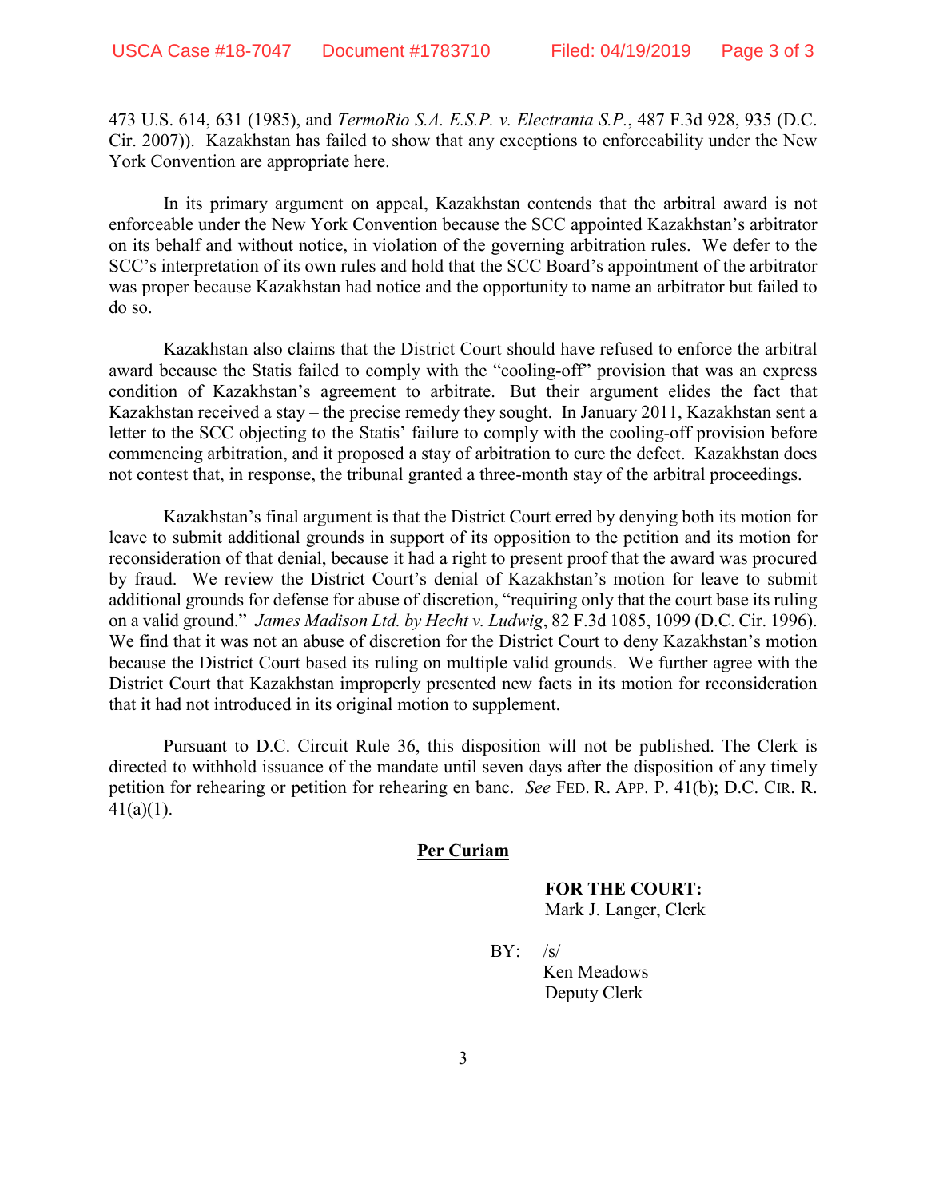473 U.S. 614, 631 (1985), and *TermoRio S.A. E.S.P. v. Electranta S.P.*, 487 F.3d 928, 935 (D.C. Cir. 2007)). Kazakhstan has failed to show that any exceptions to enforceability under the New York Convention are appropriate here.

In its primary argument on appeal, Kazakhstan contends that the arbitral award is not enforceable under the New York Convention because the SCC appointed Kazakhstan's arbitrator on its behalf and without notice, in violation of the governing arbitration rules. We defer to the SCC's interpretation of its own rules and hold that the SCC Board's appointment of the arbitrator was proper because Kazakhstan had notice and the opportunity to name an arbitrator but failed to do so.

Kazakhstan also claims that the District Court should have refused to enforce the arbitral award because the Statis failed to comply with the "cooling-off" provision that was an express condition of Kazakhstan's agreement to arbitrate. But their argument elides the fact that Kazakhstan received a stay – the precise remedy they sought. In January 2011, Kazakhstan sent a letter to the SCC objecting to the Statis' failure to comply with the cooling-off provision before commencing arbitration, and it proposed a stay of arbitration to cure the defect. Kazakhstan does not contest that, in response, the tribunal granted a three-month stay of the arbitral proceedings.

Kazakhstan's final argument is that the District Court erred by denying both its motion for leave to submit additional grounds in support of its opposition to the petition and its motion for reconsideration of that denial, because it had a right to present proof that the award was procured by fraud. We review the District Court's denial of Kazakhstan's motion for leave to submit additional grounds for defense for abuse of discretion, "requiring only that the court base its ruling on a valid ground." *James Madison Ltd. by Hecht v. Ludwig*, 82 F.3d 1085, 1099 (D.C. Cir. 1996). We find that it was not an abuse of discretion for the District Court to deny Kazakhstan's motion because the District Court based its ruling on multiple valid grounds. We further agree with the District Court that Kazakhstan improperly presented new facts in its motion for reconsideration that it had not introduced in its original motion to supplement.

Pursuant to D.C. Circuit Rule 36, this disposition will not be published. The Clerk is directed to withhold issuance of the mandate until seven days after the disposition of any timely petition for rehearing or petition for rehearing en banc. *See* FED. R. APP. P. 41(b); D.C. CIR. R. 41(a)(1).

**Per Curiam**

**FOR THE COURT:**
Mark J. Langer, Clerk

BY: /s/
Ken Meadows
Deputy Clerk